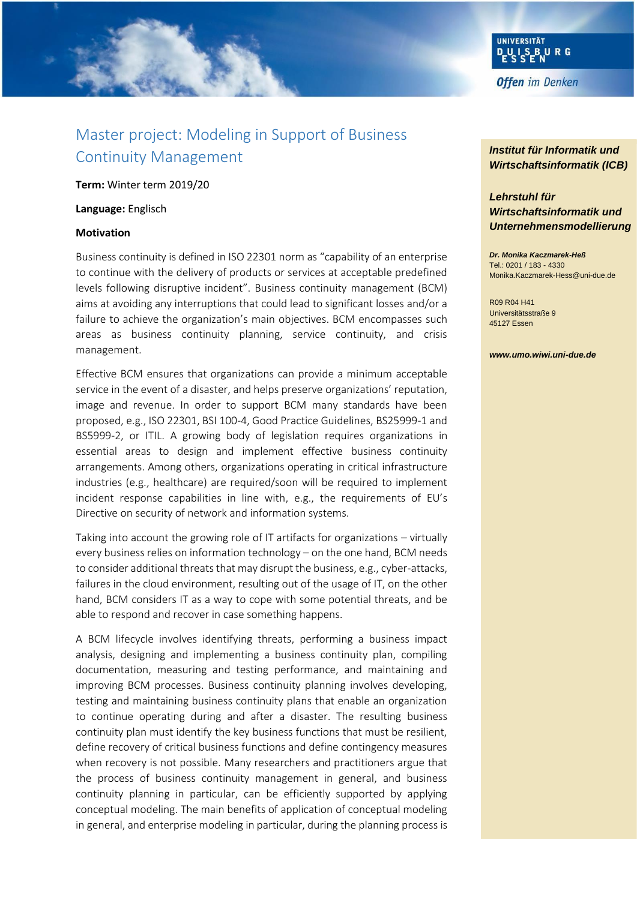# Master project: Modeling in Support of Business Continuity Management

**Term:** Winter term 2019/20

**Language:** Englisch

### Motivation

Business continuity is defined in ISO 22301 norm as "capability of an enterprise to continue with the delivery of products or services at acceptable predefined levels following disruptive incident". Business continuity management (BCM) aims at avoiding any interruptions that could lead to significant losses and/or a failure to achieve the organization's main objectives. BCM encompasses such areas as business continuity planning, service continuity, and crisis management.

Effective BCM ensures that organizations can provide a minimum acceptable service in the event of a disaster, and helps preserve organizations' reputation, image and revenue. In order to support BCM many standards have been proposed, e.g., ISO 22301, BSI 100-4, Good Practice Guidelines, BS25999-1 and BS5999-2, or ITIL. A growing body of legislation requires organizations in essential areas to design and implement effective business continuity arrangements. Among others, organizations operating in critical infrastructure industries (e.g., healthcare) are required/soon will be required to implement incident response capabilities in line with, e.g., the requirements of EU's Directive on security of network and information systems.

Taking into account the growing role of IT artifacts for organizations – virtually every business relies on information technology – on the one hand, BCM needs to consider additional threats that may disrupt the business, e.g., cyber-attacks, failures in the cloud environment, resulting out of the usage of IT, on the other hand, BCM considers IT as a way to cope with some potential threats, and be able to respond and recover in case something happens.

A BCM lifecycle involves identifying threats, performing a business impact analysis, designing and implementing a business continuity plan, compiling documentation, measuring and testing performance, and maintaining and improving BCM processes. Business continuity planning involves developing, testing and maintaining business continuity plans that enable an organization to continue operating during and after a disaster. The resulting business continuity plan must identify the key business functions that must be resilient, define recovery of critical business functions and define contingency measures when recovery is not possible. Many researchers and practitioners argue that the process of business continuity management in general, and business continuity planning in particular, can be efficiently supported by applying conceptual modeling. The main benefits of application of conceptual modeling in general, and enterprise modeling in particular, during the planning process is

***Institut für Informatik und Wirtschaftsinformatik (ICB)***

***Lehrstuhl für Wirtschaftsinformatik und Unternehmensmodellierung***

***Dr. Monika Kaczmarek-Heß***
Tel.: 0201 / 183 - 4330
Monika.Kaczmarek-Hess@uni-due.de

R09 R04 H41
Universitätsstraße 9
45127 Essen

***www.umo.wiwi.uni-due.de***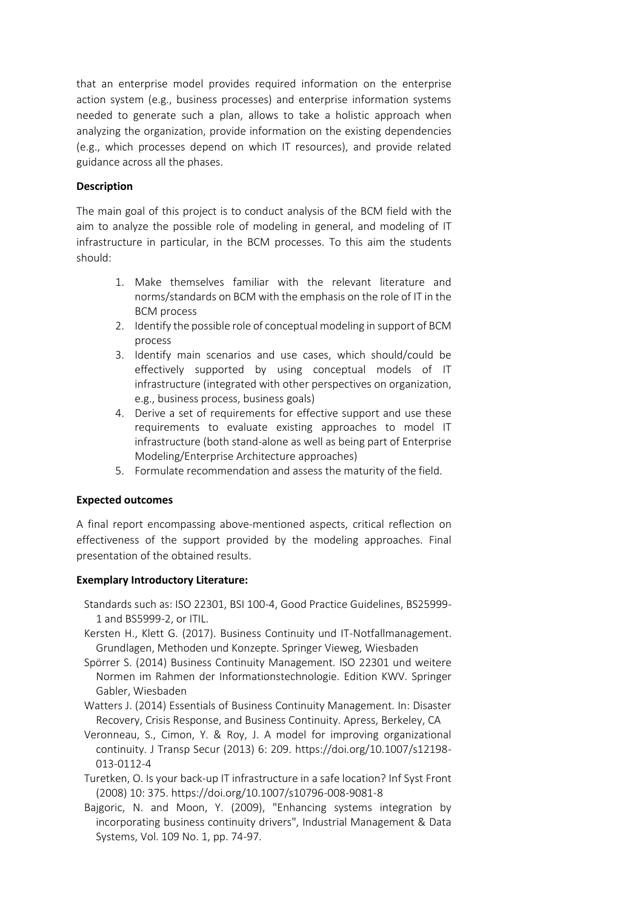that an enterprise model provides required information on the enterprise action system (e.g., business processes) and enterprise information systems needed to generate such a plan, allows to take a holistic approach when analyzing the organization, provide information on the existing dependencies (e.g., which processes depend on which IT resources), and provide related guidance across all the phases.

**Description**

The main goal of this project is to conduct analysis of the BCM field with the aim to analyze the possible role of modeling in general, and modeling of IT infrastructure in particular, in the BCM processes. To this aim the students should:

1. Make themselves familiar with the relevant literature and norms/standards on BCM with the emphasis on the role of IT in the BCM process
2. Identify the possible role of conceptual modeling in support of BCM process
3. Identify main scenarios and use cases, which should/could be effectively supported by using conceptual models of IT infrastructure (integrated with other perspectives on organization, e.g., business process, business goals)
4. Derive a set of requirements for effective support and use these requirements to evaluate existing approaches to model IT infrastructure (both stand-alone as well as being part of Enterprise Modeling/Enterprise Architecture approaches)
5. Formulate recommendation and assess the maturity of the field.

**Expected outcomes**

A final report encompassing above-mentioned aspects, critical reflection on effectiveness of the support provided by the modeling approaches. Final presentation of the obtained results.

**Exemplary Introductory Literature:**

Standards such as: ISO 22301, BSI 100-4, Good Practice Guidelines, BS25999-1 and BS5999-2, or ITIL.

Kersten H., Klett G. (2017). Business Continuity und IT-Notfallmanagement. Grundlagen, Methoden und Konzepte. Springer Vieweg, Wiesbaden

Spörrer S. (2014) Business Continuity Management. ISO 22301 und weitere Normen im Rahmen der Informationstechnologie. Edition KWV. Springer Gabler, Wiesbaden

Watters J. (2014) Essentials of Business Continuity Management. In: Disaster Recovery, Crisis Response, and Business Continuity. Apress, Berkeley, CA

Veronneau, S., Cimon, Y. & Roy, J. A model for improving organizational continuity. J Transp Secur (2013) 6: 209. https://doi.org/10.1007/s12198-013-0112-4

Turetken, O. Is your back-up IT infrastructure in a safe location? Inf Syst Front (2008) 10: 375. https://doi.org/10.1007/s10796-008-9081-8

Bajgoric, N. and Moon, Y. (2009), "Enhancing systems integration by incorporating business continuity drivers", Industrial Management & Data Systems, Vol. 109 No. 1, pp. 74-97.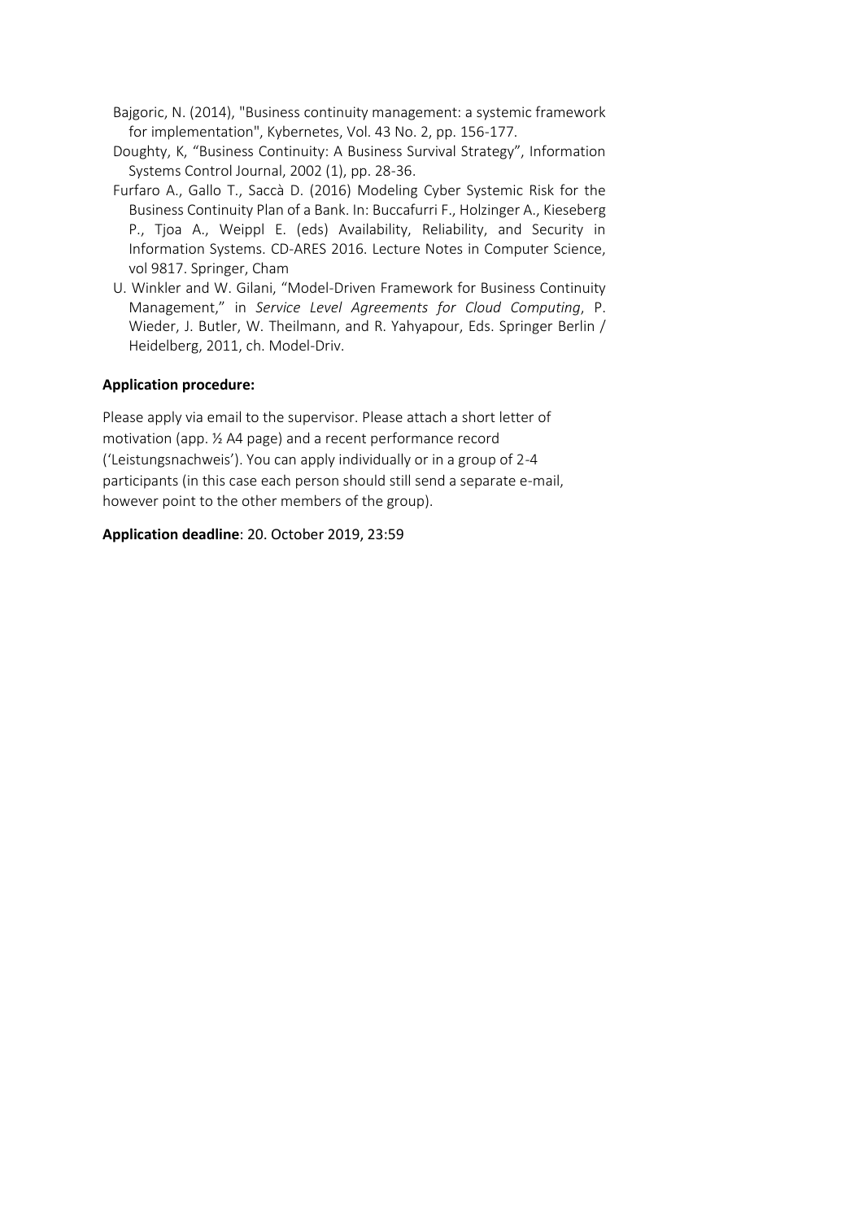Bajgoric, N. (2014), "Business continuity management: a systemic framework for implementation", Kybernetes, Vol. 43 No. 2, pp. 156-177.

Doughty, K, "Business Continuity: A Business Survival Strategy", Information Systems Control Journal, 2002 (1), pp. 28-36.

Furfaro A., Gallo T., Saccà D. (2016) Modeling Cyber Systemic Risk for the Business Continuity Plan of a Bank. In: Buccafurri F., Holzinger A., Kieseberg P., Tjoa A., Weippl E. (eds) Availability, Reliability, and Security in Information Systems. CD-ARES 2016. Lecture Notes in Computer Science, vol 9817. Springer, Cham

U. Winkler and W. Gilani, "Model-Driven Framework for Business Continuity Management," in *Service Level Agreements for Cloud Computing*, P. Wieder, J. Butler, W. Theilmann, and R. Yahyapour, Eds. Springer Berlin / Heidelberg, 2011, ch. Model-Driv.

**Application procedure:**

Please apply via email to the supervisor. Please attach a short letter of motivation (app. ½ A4 page) and a recent performance record ('Leistungsnachweis'). You can apply individually or in a group of 2-4 participants (in this case each person should still send a separate e-mail, however point to the other members of the group).

**Application deadline**: 20. October 2019, 23:59